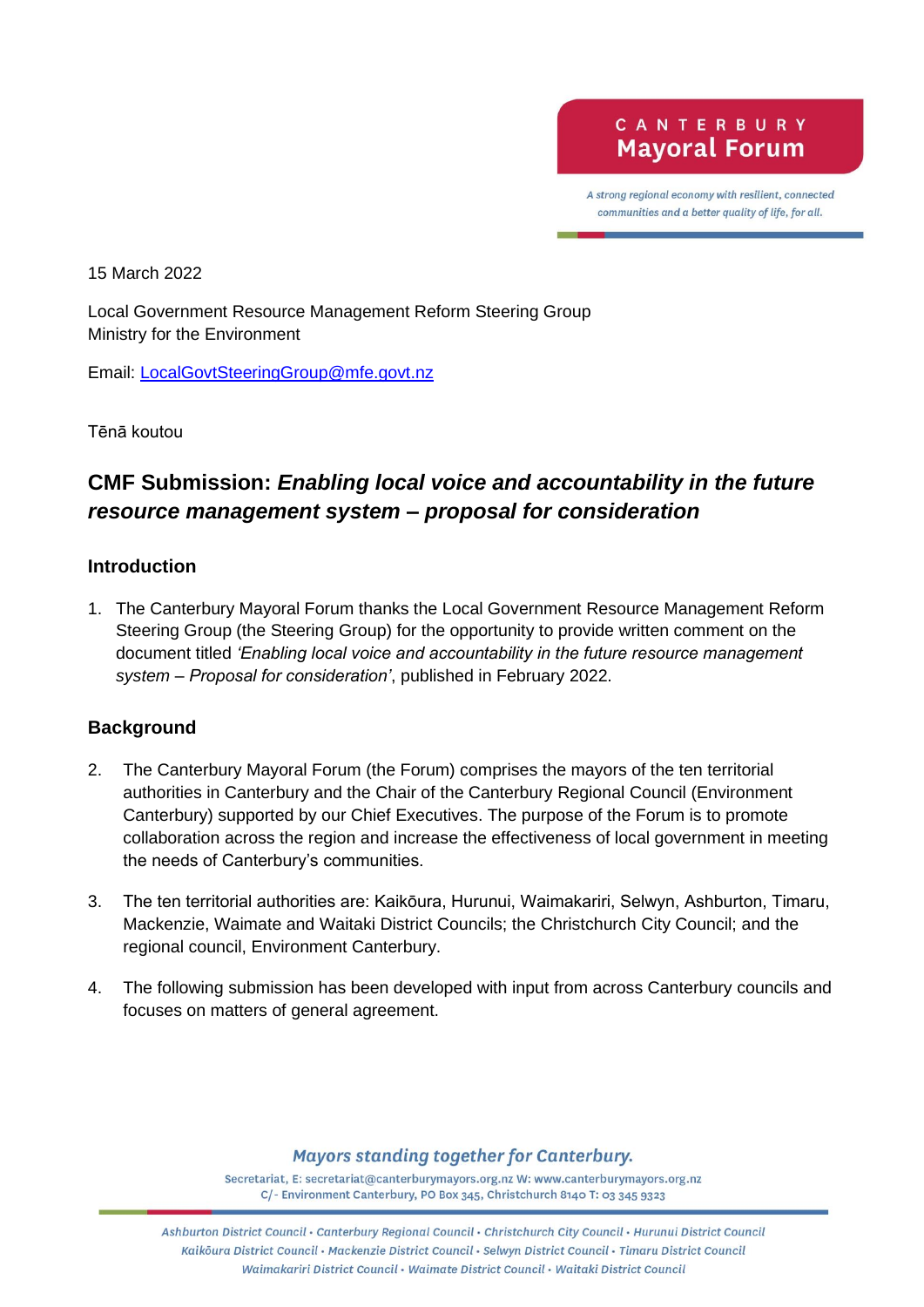CANTERBURY Mayoral Forum

*A strong regional economy with resilient, connected communities and a better quality of life, for all.*

15 March 2022

Local Government Resource Management Reform Steering Group
Ministry for the Environment

Email: LocalGovtSteeringGroup@mfe.govt.nz

Tēnā koutou

## CMF Submission: *Enabling local voice and accountability in the future resource management system – proposal for consideration*

### Introduction

1. The Canterbury Mayoral Forum thanks the Local Government Resource Management Reform Steering Group (the Steering Group) for the opportunity to provide written comment on the document titled *'Enabling local voice and accountability in the future resource management system – Proposal for consideration'*, published in February 2022.

### Background

2. The Canterbury Mayoral Forum (the Forum) comprises the mayors of the ten territorial authorities in Canterbury and the Chair of the Canterbury Regional Council (Environment Canterbury) supported by our Chief Executives. The purpose of the Forum is to promote collaboration across the region and increase the effectiveness of local government in meeting the needs of Canterbury's communities.

3. The ten territorial authorities are: Kaikōura, Hurunui, Waimakariri, Selwyn, Ashburton, Timaru, Mackenzie, Waimate and Waitaki District Councils; the Christchurch City Council; and the regional council, Environment Canterbury.

4. The following submission has been developed with input from across Canterbury councils and focuses on matters of general agreement.

*Mayors standing together for Canterbury.*

Secretariat, E: secretariat@canterburymayors.org.nz W: www.canterburymayors.org.nz
C/- Environment Canterbury, PO Box 345, Christchurch 8140 T: 03 345 9323

*Ashburton District Council • Canterbury Regional Council • Christchurch City Council • Hurunui District Council • Kaikōura District Council • Mackenzie District Council • Selwyn District Council • Timaru District Council • Waimakariri District Council • Waimate District Council • Waitaki District Council*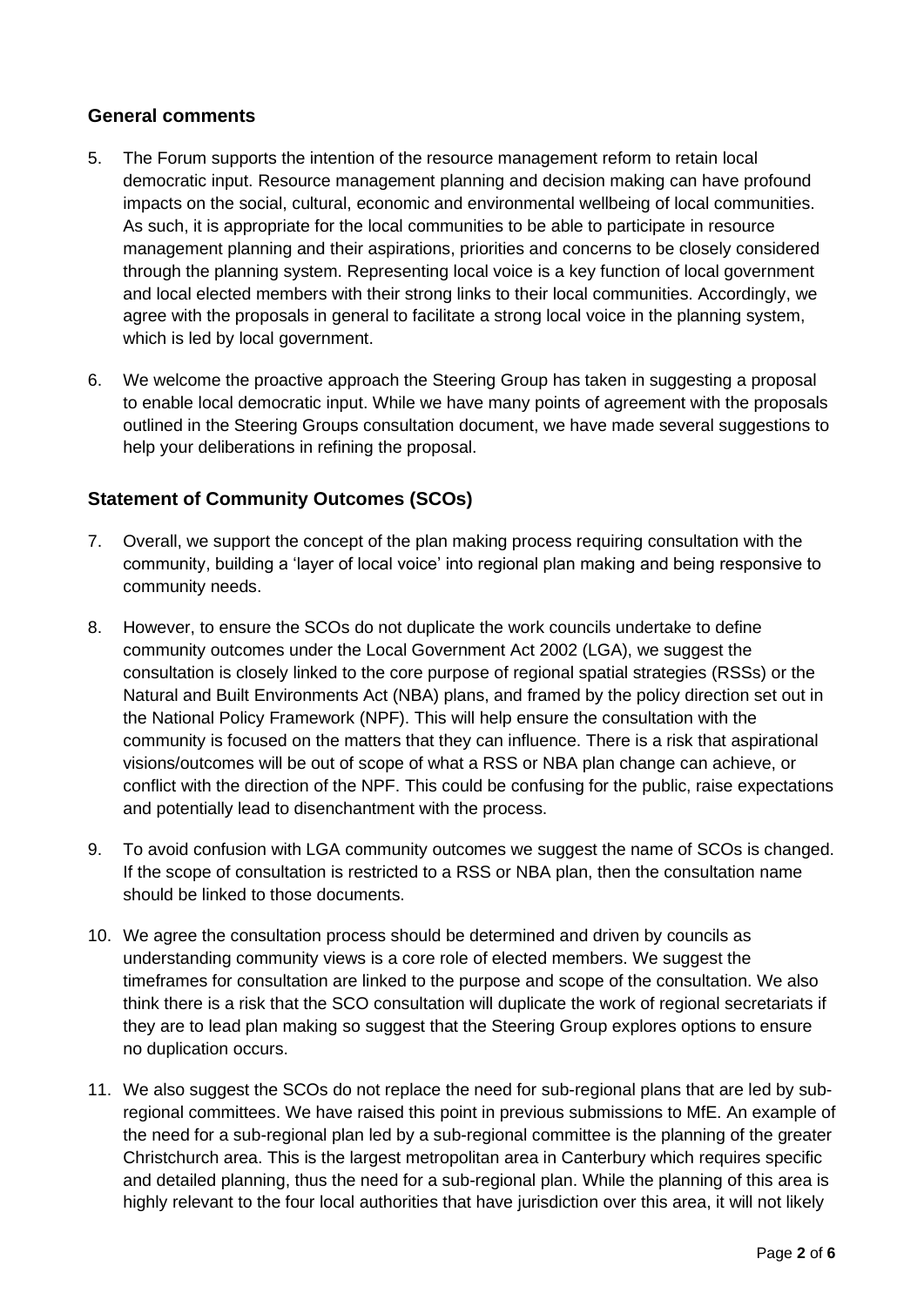## General comments

5. The Forum supports the intention of the resource management reform to retain local democratic input. Resource management planning and decision making can have profound impacts on the social, cultural, economic and environmental wellbeing of local communities. As such, it is appropriate for the local communities to be able to participate in resource management planning and their aspirations, priorities and concerns to be closely considered through the planning system. Representing local voice is a key function of local government and local elected members with their strong links to their local communities. Accordingly, we agree with the proposals in general to facilitate a strong local voice in the planning system, which is led by local government.

6. We welcome the proactive approach the Steering Group has taken in suggesting a proposal to enable local democratic input. While we have many points of agreement with the proposals outlined in the Steering Groups consultation document, we have made several suggestions to help your deliberations in refining the proposal.

## Statement of Community Outcomes (SCOs)

7. Overall, we support the concept of the plan making process requiring consultation with the community, building a 'layer of local voice' into regional plan making and being responsive to community needs.

8. However, to ensure the SCOs do not duplicate the work councils undertake to define community outcomes under the Local Government Act 2002 (LGA), we suggest the consultation is closely linked to the core purpose of regional spatial strategies (RSSs) or the Natural and Built Environments Act (NBA) plans, and framed by the policy direction set out in the National Policy Framework (NPF). This will help ensure the consultation with the community is focused on the matters that they can influence. There is a risk that aspirational visions/outcomes will be out of scope of what a RSS or NBA plan change can achieve, or conflict with the direction of the NPF. This could be confusing for the public, raise expectations and potentially lead to disenchantment with the process.

9. To avoid confusion with LGA community outcomes we suggest the name of SCOs is changed. If the scope of consultation is restricted to a RSS or NBA plan, then the consultation name should be linked to those documents.

10. We agree the consultation process should be determined and driven by councils as understanding community views is a core role of elected members. We suggest the timeframes for consultation are linked to the purpose and scope of the consultation. We also think there is a risk that the SCO consultation will duplicate the work of regional secretariats if they are to lead plan making so suggest that the Steering Group explores options to ensure no duplication occurs.

11. We also suggest the SCOs do not replace the need for sub-regional plans that are led by sub-regional committees. We have raised this point in previous submissions to MfE. An example of the need for a sub-regional plan led by a sub-regional committee is the planning of the greater Christchurch area. This is the largest metropolitan area in Canterbury which requires specific and detailed planning, thus the need for a sub-regional plan. While the planning of this area is highly relevant to the four local authorities that have jurisdiction over this area, it will not likely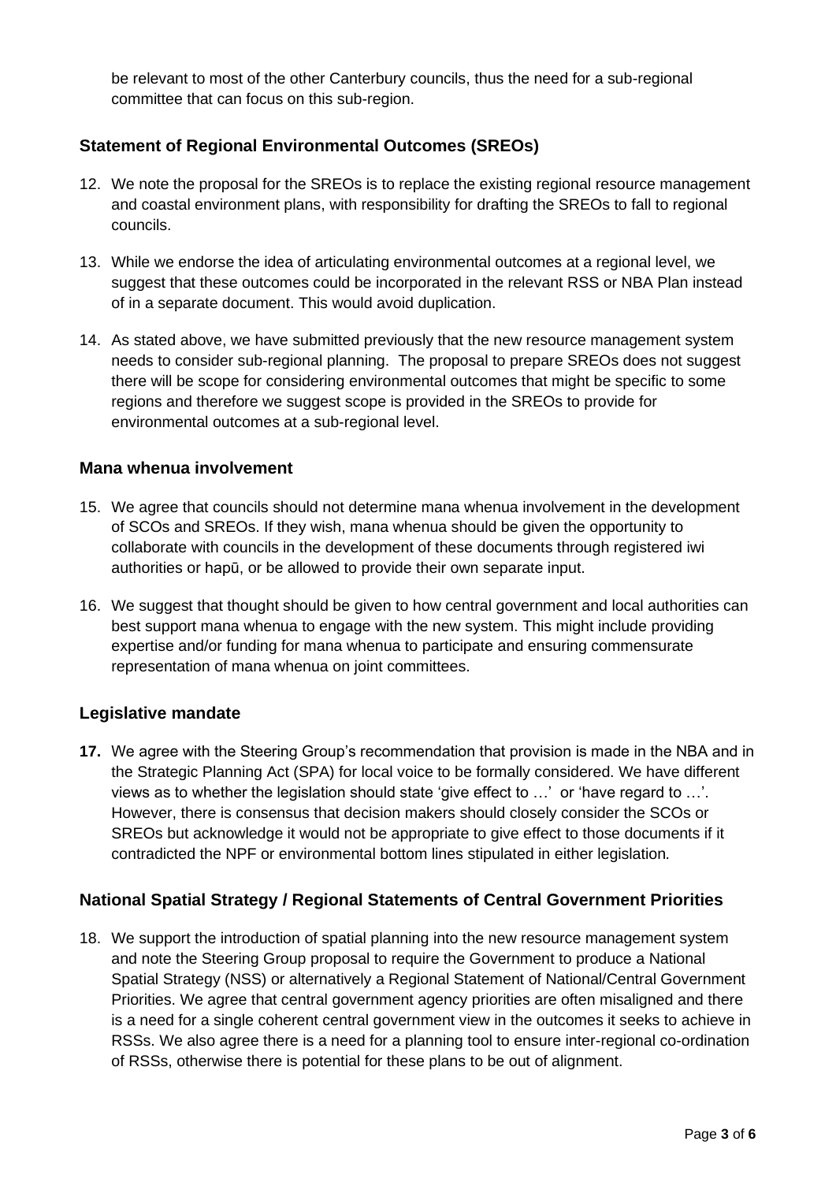be relevant to most of the other Canterbury councils, thus the need for a sub-regional committee that can focus on this sub-region.

### Statement of Regional Environmental Outcomes (SREOs)

12. We note the proposal for the SREOs is to replace the existing regional resource management and coastal environment plans, with responsibility for drafting the SREOs to fall to regional councils.

13. While we endorse the idea of articulating environmental outcomes at a regional level, we suggest that these outcomes could be incorporated in the relevant RSS or NBA Plan instead of in a separate document. This would avoid duplication.

14. As stated above, we have submitted previously that the new resource management system needs to consider sub-regional planning. The proposal to prepare SREOs does not suggest there will be scope for considering environmental outcomes that might be specific to some regions and therefore we suggest scope is provided in the SREOs to provide for environmental outcomes at a sub-regional level.

### Mana whenua involvement

15. We agree that councils should not determine mana whenua involvement in the development of SCOs and SREOs. If they wish, mana whenua should be given the opportunity to collaborate with councils in the development of these documents through registered iwi authorities or hapū, or be allowed to provide their own separate input.

16. We suggest that thought should be given to how central government and local authorities can best support mana whenua to engage with the new system. This might include providing expertise and/or funding for mana whenua to participate and ensuring commensurate representation of mana whenua on joint committees.

### Legislative mandate

**17.** We agree with the Steering Group's recommendation that provision is made in the NBA and in the Strategic Planning Act (SPA) for local voice to be formally considered. We have different views as to whether the legislation should state 'give effect to …' or 'have regard to …'. However, there is consensus that decision makers should closely consider the SCOs or SREOs but acknowledge it would not be appropriate to give effect to those documents if it contradicted the NPF or environmental bottom lines stipulated in either legislation.

### National Spatial Strategy / Regional Statements of Central Government Priorities

18. We support the introduction of spatial planning into the new resource management system and note the Steering Group proposal to require the Government to produce a National Spatial Strategy (NSS) or alternatively a Regional Statement of National/Central Government Priorities. We agree that central government agency priorities are often misaligned and there is a need for a single coherent central government view in the outcomes it seeks to achieve in RSSs. We also agree there is a need for a planning tool to ensure inter-regional co-ordination of RSSs, otherwise there is potential for these plans to be out of alignment.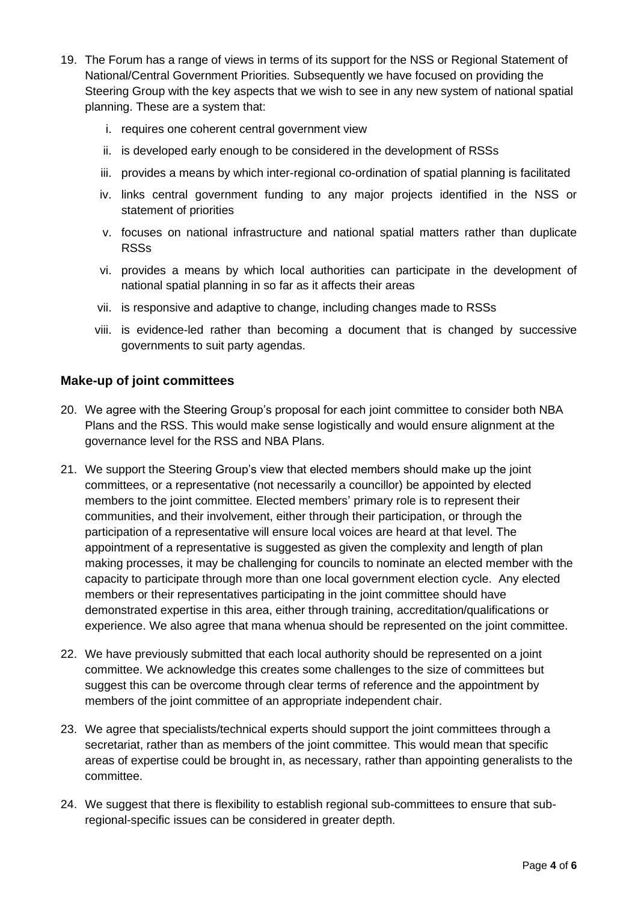19. The Forum has a range of views in terms of its support for the NSS or Regional Statement of National/Central Government Priorities. Subsequently we have focused on providing the Steering Group with the key aspects that we wish to see in any new system of national spatial planning. These are a system that:

    i. requires one coherent central government view

    ii. is developed early enough to be considered in the development of RSSs

    iii. provides a means by which inter-regional co-ordination of spatial planning is facilitated

    iv. links central government funding to any major projects identified in the NSS or statement of priorities

    v. focuses on national infrastructure and national spatial matters rather than duplicate RSSs

    vi. provides a means by which local authorities can participate in the development of national spatial planning in so far as it affects their areas

    vii. is responsive and adaptive to change, including changes made to RSSs

    viii. is evidence-led rather than becoming a document that is changed by successive governments to suit party agendas.

### Make-up of joint committees

20. We agree with the Steering Group's proposal for each joint committee to consider both NBA Plans and the RSS. This would make sense logistically and would ensure alignment at the governance level for the RSS and NBA Plans.

21. We support the Steering Group's view that elected members should make up the joint committees, or a representative (not necessarily a councillor) be appointed by elected members to the joint committee. Elected members' primary role is to represent their communities, and their involvement, either through their participation, or through the participation of a representative will ensure local voices are heard at that level. The appointment of a representative is suggested as given the complexity and length of plan making processes, it may be challenging for councils to nominate an elected member with the capacity to participate through more than one local government election cycle. Any elected members or their representatives participating in the joint committee should have demonstrated expertise in this area, either through training, accreditation/qualifications or experience. We also agree that mana whenua should be represented on the joint committee.

22. We have previously submitted that each local authority should be represented on a joint committee. We acknowledge this creates some challenges to the size of committees but suggest this can be overcome through clear terms of reference and the appointment by members of the joint committee of an appropriate independent chair.

23. We agree that specialists/technical experts should support the joint committees through a secretariat, rather than as members of the joint committee. This would mean that specific areas of expertise could be brought in, as necessary, rather than appointing generalists to the committee.

24. We suggest that there is flexibility to establish regional sub-committees to ensure that sub-regional-specific issues can be considered in greater depth.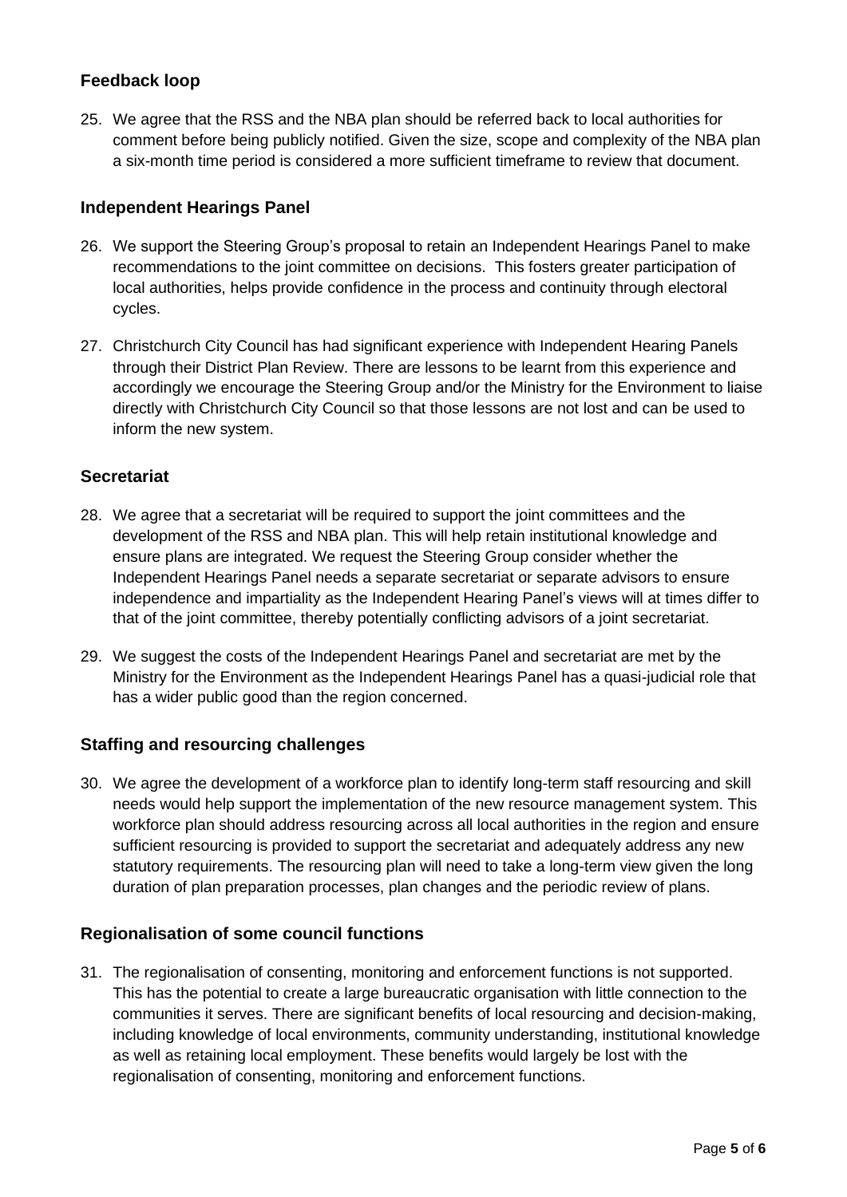### Feedback loop

25. We agree that the RSS and the NBA plan should be referred back to local authorities for comment before being publicly notified. Given the size, scope and complexity of the NBA plan a six-month time period is considered a more sufficient timeframe to review that document.

### Independent Hearings Panel

26. We support the Steering Group's proposal to retain an Independent Hearings Panel to make recommendations to the joint committee on decisions. This fosters greater participation of local authorities, helps provide confidence in the process and continuity through electoral cycles.

27. Christchurch City Council has had significant experience with Independent Hearing Panels through their District Plan Review. There are lessons to be learnt from this experience and accordingly we encourage the Steering Group and/or the Ministry for the Environment to liaise directly with Christchurch City Council so that those lessons are not lost and can be used to inform the new system.

### Secretariat

28. We agree that a secretariat will be required to support the joint committees and the development of the RSS and NBA plan. This will help retain institutional knowledge and ensure plans are integrated. We request the Steering Group consider whether the Independent Hearings Panel needs a separate secretariat or separate advisors to ensure independence and impartiality as the Independent Hearing Panel's views will at times differ to that of the joint committee, thereby potentially conflicting advisors of a joint secretariat.

29. We suggest the costs of the Independent Hearings Panel and secretariat are met by the Ministry for the Environment as the Independent Hearings Panel has a quasi-judicial role that has a wider public good than the region concerned.

### Staffing and resourcing challenges

30. We agree the development of a workforce plan to identify long-term staff resourcing and skill needs would help support the implementation of the new resource management system. This workforce plan should address resourcing across all local authorities in the region and ensure sufficient resourcing is provided to support the secretariat and adequately address any new statutory requirements. The resourcing plan will need to take a long-term view given the long duration of plan preparation processes, plan changes and the periodic review of plans.

### Regionalisation of some council functions

31. The regionalisation of consenting, monitoring and enforcement functions is not supported. This has the potential to create a large bureaucratic organisation with little connection to the communities it serves. There are significant benefits of local resourcing and decision-making, including knowledge of local environments, community understanding, institutional knowledge as well as retaining local employment. These benefits would largely be lost with the regionalisation of consenting, monitoring and enforcement functions.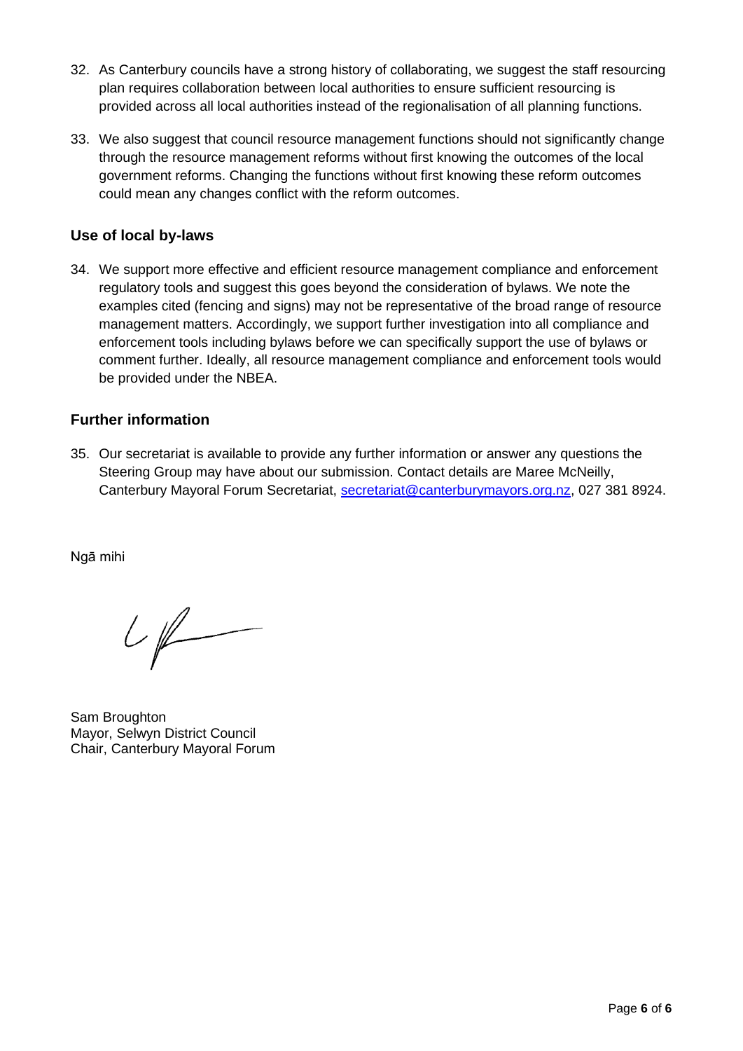32. As Canterbury councils have a strong history of collaborating, we suggest the staff resourcing plan requires collaboration between local authorities to ensure sufficient resourcing is provided across all local authorities instead of the regionalisation of all planning functions.

33. We also suggest that council resource management functions should not significantly change through the resource management reforms without first knowing the outcomes of the local government reforms. Changing the functions without first knowing these reform outcomes could mean any changes conflict with the reform outcomes.

## Use of local by-laws

34. We support more effective and efficient resource management compliance and enforcement regulatory tools and suggest this goes beyond the consideration of bylaws. We note the examples cited (fencing and signs) may not be representative of the broad range of resource management matters. Accordingly, we support further investigation into all compliance and enforcement tools including bylaws before we can specifically support the use of bylaws or comment further. Ideally, all resource management compliance and enforcement tools would be provided under the NBEA.

## Further information

35. Our secretariat is available to provide any further information or answer any questions the Steering Group may have about our submission. Contact details are Maree McNeilly, Canterbury Mayoral Forum Secretariat, secretariat@canterburymayors.org.nz, 027 381 8924.

Ngā mihi

Sam Broughton
Mayor, Selwyn District Council
Chair, Canterbury Mayoral Forum